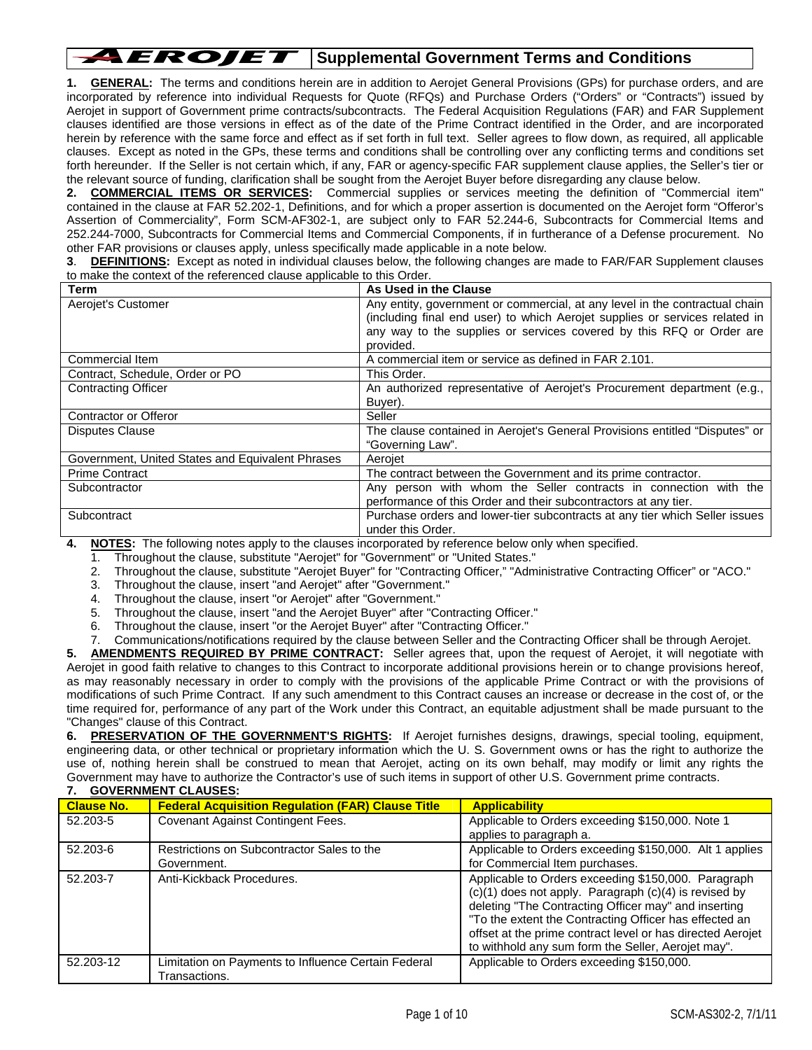# AEROJET | Supplemental Government Terms and Conditions

**1. GENERAL:** The terms and conditions herein are in addition to Aerojet General Provisions (GPs) for purchase orders, and are incorporated by reference into individual Requests for Quote (RFQs) and Purchase Orders ("Orders" or "Contracts") issued by Aerojet in support of Government prime contracts/subcontracts. The Federal Acquisition Regulations (FAR) and FAR Supplement clauses identified are those versions in effect as of the date of the Prime Contract identified in the Order, and are incorporated herein by reference with the same force and effect as if set forth in full text. Seller agrees to flow down, as required, all applicable clauses. Except as noted in the GPs, these terms and conditions shall be controlling over any conflicting terms and conditions set forth hereunder. If the Seller is not certain which, if any, FAR or agency-specific FAR supplement clause applies, the Seller's tier or the relevant source of funding, clarification should be sought from the Aerojet Buyer before disregarding any clause below.

**2. COMMERCIAL ITEMS OR SERVICES:** Commercial supplies or services meeting the definition of "Commercial item" contained in the clause at FAR 52.202-1, Definitions, and for which a proper assertion is documented on the Aerojet form "Offeror's Assertion of Commerciality", Form SCM-AF302-1, are subject only to FAR 52.244-6, Subcontracts for Commercial Items and 252.244-7000, Subcontracts for Commercial Items and Commercial Components, if in furtherance of a Defense procurement. No other FAR provisions or clauses apply, unless specifically made applicable in a note below.

**3. DEFINITIONS:** Except as noted in individual clauses below, the following changes are made to FAR/FAR Supplement clauses to make the context of the referenced clause applicable to this Order.

| Term | As Used in the Clause |
|---|---|
| Aerojet's Customer | Any entity, government or commercial, at any level in the contractual chain (including final end user) to which Aerojet supplies or services related in any way to the supplies or services covered by this RFQ or Order are provided. |
| Commercial Item | A commercial item or service as defined in FAR 2.101. |
| Contract, Schedule, Order or PO | This Order. |
| Contracting Officer | An authorized representative of Aerojet's Procurement department (e.g., Buyer). |
| Contractor or Offeror | Seller |
| Disputes Clause | The clause contained in Aerojet's General Provisions entitled "Disputes" or "Governing Law". |
| Government, United States and Equivalent Phrases | Aerojet |
| Prime Contract | The contract between the Government and its prime contractor. |
| Subcontractor | Any person with whom the Seller contracts in connection with the performance of this Order and their subcontractors at any tier. |
| Subcontract | Purchase orders and lower-tier subcontracts at any tier which Seller issues under this Order. |

**4. NOTES:** The following notes apply to the clauses incorporated by reference below only when specified.

1. Throughout the clause, substitute "Aerojet" for "Government" or "United States."
2. Throughout the clause, substitute "Aerojet Buyer" for "Contracting Officer," "Administrative Contracting Officer" or "ACO."
3. Throughout the clause, insert "and Aerojet" after "Government."
4. Throughout the clause, insert "or Aerojet" after "Government."
5. Throughout the clause, insert "and the Aerojet Buyer" after "Contracting Officer."
6. Throughout the clause, insert "or the Aerojet Buyer" after "Contracting Officer."
7. Communications/notifications required by the clause between Seller and the Contracting Officer shall be through Aerojet.

**5. AMENDMENTS REQUIRED BY PRIME CONTRACT:** Seller agrees that, upon the request of Aerojet, it will negotiate with Aerojet in good faith relative to changes to this Contract to incorporate additional provisions herein or to change provisions hereof, as may reasonably necessary in order to comply with the provisions of the applicable Prime Contract or with the provisions of modifications of such Prime Contract. If any such amendment to this Contract causes an increase or decrease in the cost of, or the time required for, performance of any part of the Work under this Contract, an equitable adjustment shall be made pursuant to the "Changes" clause of this Contract.

**6. PRESERVATION OF THE GOVERNMENT'S RIGHTS:** If Aerojet furnishes designs, drawings, special tooling, equipment, engineering data, or other technical or proprietary information which the U. S. Government owns or has the right to authorize the use of, nothing herein shall be construed to mean that Aerojet, acting on its own behalf, may modify or limit any rights the Government may have to authorize the Contractor's use of such items in support of other U.S. Government prime contracts.

**7. GOVERNMENT CLAUSES:**

| Clause No. | Federal Acquisition Regulation (FAR) Clause Title | Applicability |
|---|---|---|
| 52.203-5 | Covenant Against Contingent Fees. | Applicable to Orders exceeding $150,000. Note 1 applies to paragraph a. |
| 52.203-6 | Restrictions on Subcontractor Sales to the Government. | Applicable to Orders exceeding $150,000. Alt 1 applies for Commercial Item purchases. |
| 52.203-7 | Anti-Kickback Procedures. | Applicable to Orders exceeding $150,000. Paragraph (c)(1) does not apply. Paragraph (c)(4) is revised by deleting "The Contracting Officer may" and inserting "To the extent the Contracting Officer has effected an offset at the prime contract level or has directed Aerojet to withhold any sum form the Seller, Aerojet may". |
| 52.203-12 | Limitation on Payments to Influence Certain Federal Transactions. | Applicable to Orders exceeding $150,000. |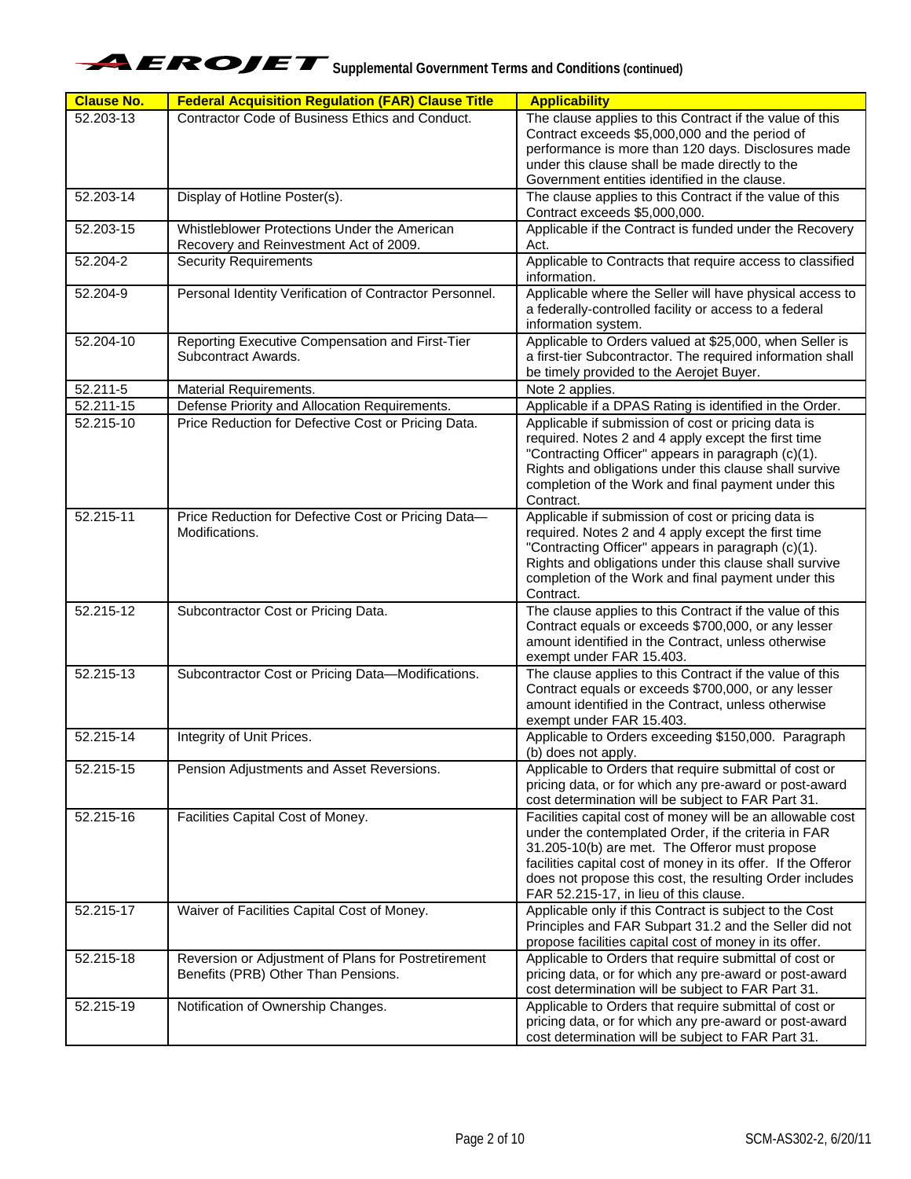| Clause No. | Federal Acquisition Regulation (FAR) Clause Title | Applicability |
|---|---|---|
| 52.203-13 | Contractor Code of Business Ethics and Conduct. | The clause applies to this Contract if the value of this Contract exceeds $5,000,000 and the period of performance is more than 120 days. Disclosures made under this clause shall be made directly to the Government entities identified in the clause. |
| 52.203-14 | Display of Hotline Poster(s). | The clause applies to this Contract if the value of this Contract exceeds $5,000,000. |
| 52.203-15 | Whistleblower Protections Under the American Recovery and Reinvestment Act of 2009. | Applicable if the Contract is funded under the Recovery Act. |
| 52.204-2 | Security Requirements | Applicable to Contracts that require access to classified information. |
| 52.204-9 | Personal Identity Verification of Contractor Personnel. | Applicable where the Seller will have physical access to a federally-controlled facility or access to a federal information system. |
| 52.204-10 | Reporting Executive Compensation and First-Tier Subcontract Awards. | Applicable to Orders valued at $25,000, when Seller is a first-tier Subcontractor. The required information shall be timely provided to the Aerojet Buyer. |
| 52.211-5 | Material Requirements. | Note 2 applies. |
| 52.211-15 | Defense Priority and Allocation Requirements. | Applicable if a DPAS Rating is identified in the Order. |
| 52.215-10 | Price Reduction for Defective Cost or Pricing Data. | Applicable if submission of cost or pricing data is required. Notes 2 and 4 apply except the first time "Contracting Officer" appears in paragraph (c)(1). Rights and obligations under this clause shall survive completion of the Work and final payment under this Contract. |
| 52.215-11 | Price Reduction for Defective Cost or Pricing Data—Modifications. | Applicable if submission of cost or pricing data is required. Notes 2 and 4 apply except the first time "Contracting Officer" appears in paragraph (c)(1). Rights and obligations under this clause shall survive completion of the Work and final payment under this Contract. |
| 52.215-12 | Subcontractor Cost or Pricing Data. | The clause applies to this Contract if the value of this Contract equals or exceeds $700,000, or any lesser amount identified in the Contract, unless otherwise exempt under FAR 15.403. |
| 52.215-13 | Subcontractor Cost or Pricing Data—Modifications. | The clause applies to this Contract if the value of this Contract equals or exceeds $700,000, or any lesser amount identified in the Contract, unless otherwise exempt under FAR 15.403. |
| 52.215-14 | Integrity of Unit Prices. | Applicable to Orders exceeding $150,000. Paragraph (b) does not apply. |
| 52.215-15 | Pension Adjustments and Asset Reversions. | Applicable to Orders that require submittal of cost or pricing data, or for which any pre-award or post-award cost determination will be subject to FAR Part 31. |
| 52.215-16 | Facilities Capital Cost of Money. | Facilities capital cost of money will be an allowable cost under the contemplated Order, if the criteria in FAR 31.205-10(b) are met. The Offeror must propose facilities capital cost of money in its offer. If the Offeror does not propose this cost, the resulting Order includes FAR 52.215-17, in lieu of this clause. |
| 52.215-17 | Waiver of Facilities Capital Cost of Money. | Applicable only if this Contract is subject to the Cost Principles and FAR Subpart 31.2 and the Seller did not propose facilities capital cost of money in its offer. |
| 52.215-18 | Reversion or Adjustment of Plans for Postretirement Benefits (PRB) Other Than Pensions. | Applicable to Orders that require submittal of cost or pricing data, or for which any pre-award or post-award cost determination will be subject to FAR Part 31. |
| 52.215-19 | Notification of Ownership Changes. | Applicable to Orders that require submittal of cost or pricing data, or for which any pre-award or post-award cost determination will be subject to FAR Part 31. |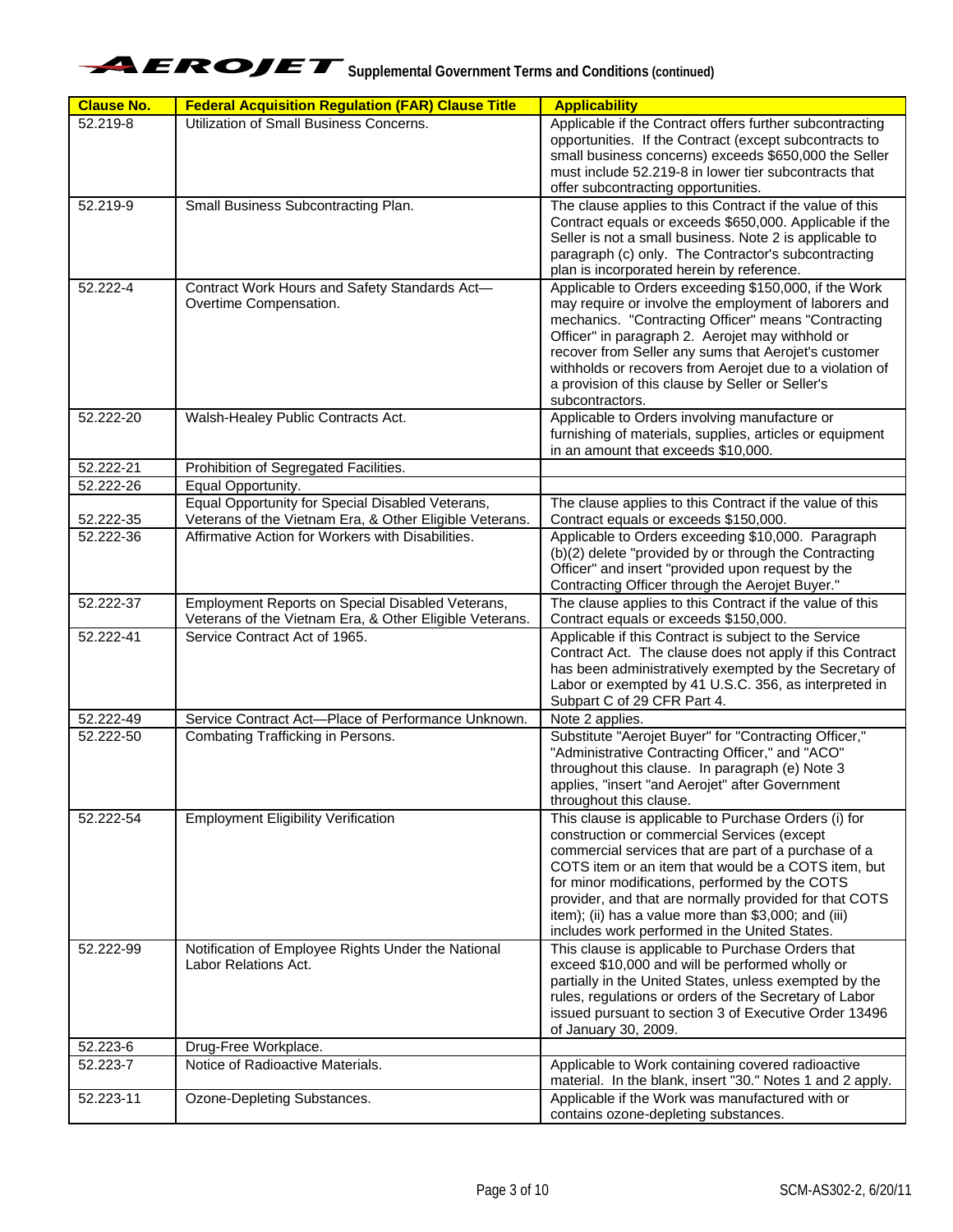| Clause No. | Federal Acquisition Regulation (FAR) Clause Title | Applicability |
|---|---|---|
| 52.219-8 | Utilization of Small Business Concerns. | Applicable if the Contract offers further subcontracting opportunities. If the Contract (except subcontracts to small business concerns) exceeds $650,000 the Seller must include 52.219-8 in lower tier subcontracts that offer subcontracting opportunities. |
| 52.219-9 | Small Business Subcontracting Plan. | The clause applies to this Contract if the value of this Contract equals or exceeds $650,000. Applicable if the Seller is not a small business. Note 2 is applicable to paragraph (c) only. The Contractor's subcontracting plan is incorporated herein by reference. |
| 52.222-4 | Contract Work Hours and Safety Standards Act—Overtime Compensation. | Applicable to Orders exceeding $150,000, if the Work may require or involve the employment of laborers and mechanics. "Contracting Officer" means "Contracting Officer" in paragraph 2. Aerojet may withhold or recover from Seller any sums that Aerojet's customer withholds or recovers from Aerojet due to a violation of a provision of this clause by Seller or Seller's subcontractors. |
| 52.222-20 | Walsh-Healey Public Contracts Act. | Applicable to Orders involving manufacture or furnishing of materials, supplies, articles or equipment in an amount that exceeds $10,000. |
| 52.222-21 | Prohibition of Segregated Facilities. | |
| 52.222-26 | Equal Opportunity. | |
| 52.222-35 | Equal Opportunity for Special Disabled Veterans, Veterans of the Vietnam Era, & Other Eligible Veterans. | The clause applies to this Contract if the value of this Contract equals or exceeds $150,000. |
| 52.222-36 | Affirmative Action for Workers with Disabilities. | Applicable to Orders exceeding $10,000. Paragraph (b)(2) delete "provided by or through the Contracting Officer" and insert "provided upon request by the Contracting Officer through the Aerojet Buyer." |
| 52.222-37 | Employment Reports on Special Disabled Veterans, Veterans of the Vietnam Era, & Other Eligible Veterans. | The clause applies to this Contract if the value of this Contract equals or exceeds $150,000. |
| 52.222-41 | Service Contract Act of 1965. | Applicable if this Contract is subject to the Service Contract Act. The clause does not apply if this Contract has been administratively exempted by the Secretary of Labor or exempted by 41 U.S.C. 356, as interpreted in Subpart C of 29 CFR Part 4. |
| 52.222-49 | Service Contract Act—Place of Performance Unknown. | Note 2 applies. |
| 52.222-50 | Combating Trafficking in Persons. | Substitute "Aerojet Buyer" for "Contracting Officer," "Administrative Contracting Officer," and "ACO" throughout this clause. In paragraph (e) Note 3 applies, "insert "and Aerojet" after Government throughout this clause. |
| 52.222-54 | Employment Eligibility Verification | This clause is applicable to Purchase Orders (i) for construction or commercial Services (except commercial services that are part of a purchase of a COTS item or an item that would be a COTS item, but for minor modifications, performed by the COTS provider, and that are normally provided for that COTS item); (ii) has a value more than $3,000; and (iii) includes work performed in the United States. |
| 52.222-99 | Notification of Employee Rights Under the National Labor Relations Act. | This clause is applicable to Purchase Orders that exceed $10,000 and will be performed wholly or partially in the United States, unless exempted by the rules, regulations or orders of the Secretary of Labor issued pursuant to section 3 of Executive Order 13496 of January 30, 2009. |
| 52.223-6 | Drug-Free Workplace. | |
| 52.223-7 | Notice of Radioactive Materials. | Applicable to Work containing covered radioactive material. In the blank, insert "30." Notes 1 and 2 apply. |
| 52.223-11 | Ozone-Depleting Substances. | Applicable if the Work was manufactured with or contains ozone-depleting substances. |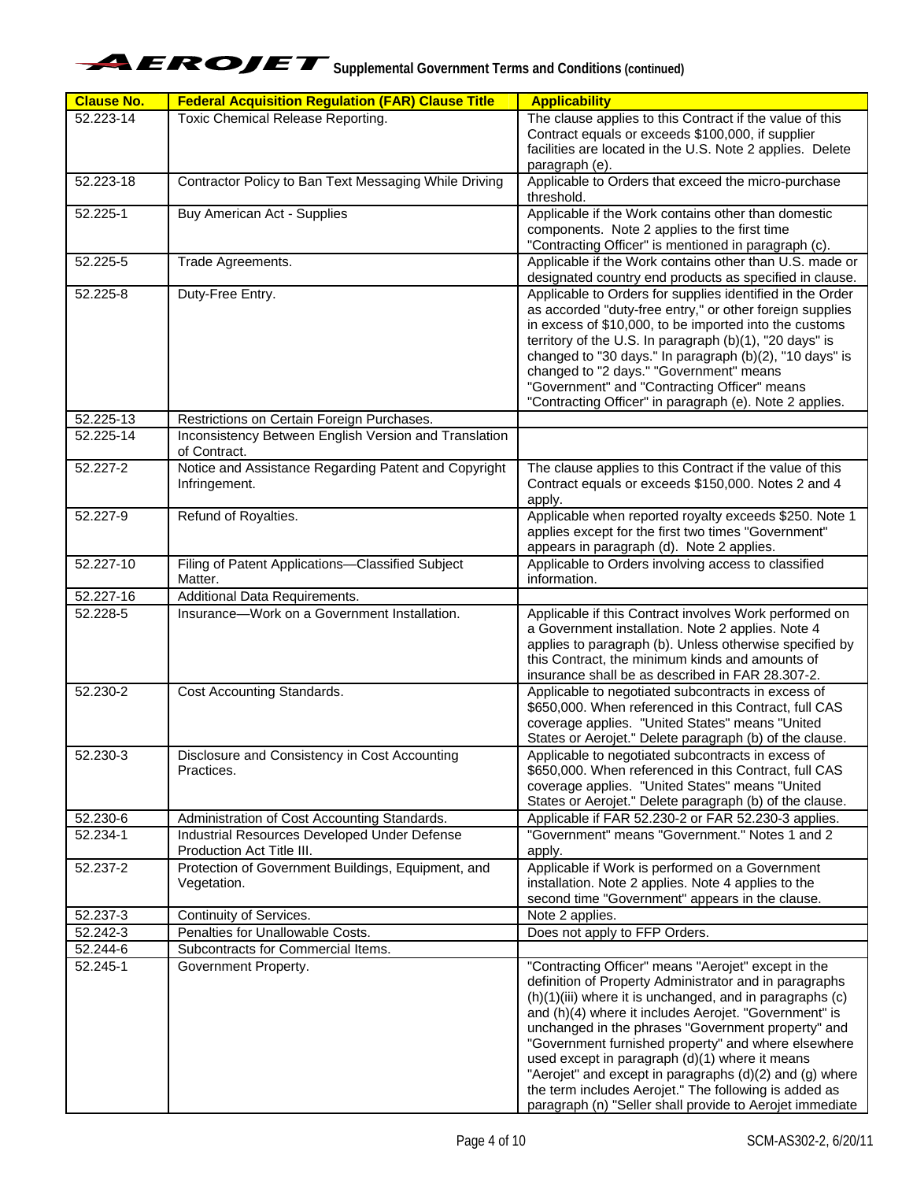| Clause No. | Federal Acquisition Regulation (FAR) Clause Title | Applicability |
|---|---|---|
| 52.223-14 | Toxic Chemical Release Reporting. | The clause applies to this Contract if the value of this Contract equals or exceeds $100,000, if supplier facilities are located in the U.S. Note 2 applies. Delete paragraph (e). |
| 52.223-18 | Contractor Policy to Ban Text Messaging While Driving | Applicable to Orders that exceed the micro-purchase threshold. |
| 52.225-1 | Buy American Act - Supplies | Applicable if the Work contains other than domestic components. Note 2 applies to the first time "Contracting Officer" is mentioned in paragraph (c). |
| 52.225-5 | Trade Agreements. | Applicable if the Work contains other than U.S. made or designated country end products as specified in clause. |
| 52.225-8 | Duty-Free Entry. | Applicable to Orders for supplies identified in the Order as accorded "duty-free entry," or other foreign supplies in excess of $10,000, to be imported into the customs territory of the U.S. In paragraph (b)(1), "20 days" is changed to "30 days." In paragraph (b)(2), "10 days" is changed to "2 days." "Government" means "Government" and "Contracting Officer" means "Contracting Officer" in paragraph (e). Note 2 applies. |
| 52.225-13 | Restrictions on Certain Foreign Purchases. | |
| 52.225-14 | Inconsistency Between English Version and Translation of Contract. | |
| 52.227-2 | Notice and Assistance Regarding Patent and Copyright Infringement. | The clause applies to this Contract if the value of this Contract equals or exceeds $150,000. Notes 2 and 4 apply. |
| 52.227-9 | Refund of Royalties. | Applicable when reported royalty exceeds $250. Note 1 applies except for the first two times "Government" appears in paragraph (d). Note 2 applies. |
| 52.227-10 | Filing of Patent Applications—Classified Subject Matter. | Applicable to Orders involving access to classified information. |
| 52.227-16 | Additional Data Requirements. | |
| 52.228-5 | Insurance—Work on a Government Installation. | Applicable if this Contract involves Work performed on a Government installation. Note 2 applies. Note 4 applies to paragraph (b). Unless otherwise specified by this Contract, the minimum kinds and amounts of insurance shall be as described in FAR 28.307-2. |
| 52.230-2 | Cost Accounting Standards. | Applicable to negotiated subcontracts in excess of $650,000. When referenced in this Contract, full CAS coverage applies. "United States" means "United States or Aerojet." Delete paragraph (b) of the clause. |
| 52.230-3 | Disclosure and Consistency in Cost Accounting Practices. | Applicable to negotiated subcontracts in excess of $650,000. When referenced in this Contract, full CAS coverage applies. "United States" means "United States or Aerojet." Delete paragraph (b) of the clause. |
| 52.230-6 | Administration of Cost Accounting Standards. | Applicable if FAR 52.230-2 or FAR 52.230-3 applies. |
| 52.234-1 | Industrial Resources Developed Under Defense Production Act Title III. | "Government" means "Government." Notes 1 and 2 apply. |
| 52.237-2 | Protection of Government Buildings, Equipment, and Vegetation. | Applicable if Work is performed on a Government installation. Note 2 applies. Note 4 applies to the second time "Government" appears in the clause. |
| 52.237-3 | Continuity of Services. | Note 2 applies. |
| 52.242-3 | Penalties for Unallowable Costs. | Does not apply to FFP Orders. |
| 52.244-6 | Subcontracts for Commercial Items. | |
| 52.245-1 | Government Property. | "Contracting Officer" means "Aerojet" except in the definition of Property Administrator and in paragraphs (h)(1)(iii) where it is unchanged, and in paragraphs (c) and (h)(4) where it includes Aerojet. "Government" is unchanged in the phrases "Government property" and "Government furnished property" and where elsewhere used except in paragraph (d)(1) where it means "Aerojet" and except in paragraphs (d)(2) and (g) where the term includes Aerojet." The following is added as paragraph (n) "Seller shall provide to Aerojet immediate |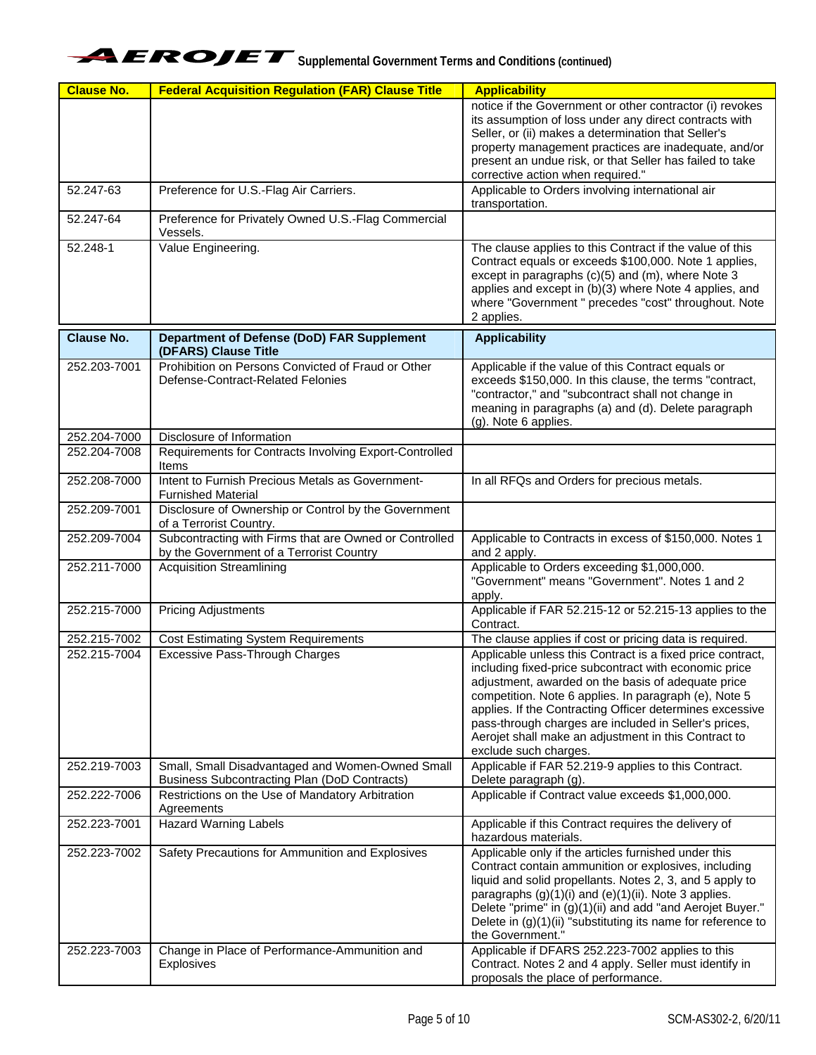| Clause No. | Federal Acquisition Regulation (FAR) Clause Title | Applicability |
|---|---|---|
| | | notice if the Government or other contractor (i) revokes its assumption of loss under any direct contracts with Seller, or (ii) makes a determination that Seller's property management practices are inadequate, and/or present an undue risk, or that Seller has failed to take corrective action when required." |
| 52.247-63 | Preference for U.S.-Flag Air Carriers. | Applicable to Orders involving international air transportation. |
| 52.247-64 | Preference for Privately Owned U.S.-Flag Commercial Vessels. | |
| 52.248-1 | Value Engineering. | The clause applies to this Contract if the value of this Contract equals or exceeds $100,000. Note 1 applies, except in paragraphs (c)(5) and (m), where Note 3 applies and except in (b)(3) where Note 4 applies, and where "Government " precedes "cost" throughout. Note 2 applies. |

| Clause No. | Department of Defense (DoD) FAR Supplement (DFARS) Clause Title | Applicability |
|---|---|---|
| 252.203-7001 | Prohibition on Persons Convicted of Fraud or Other Defense-Contract-Related Felonies | Applicable if the value of this Contract equals or exceeds $150,000. In this clause, the terms "contract, "contractor," and "subcontract shall not change in meaning in paragraphs (a) and (d). Delete paragraph (g). Note 6 applies. |
| 252.204-7000 | Disclosure of Information | |
| 252.204-7008 | Requirements for Contracts Involving Export-Controlled Items | |
| 252.208-7000 | Intent to Furnish Precious Metals as Government-Furnished Material | In all RFQs and Orders for precious metals. |
| 252.209-7001 | Disclosure of Ownership or Control by the Government of a Terrorist Country. | |
| 252.209-7004 | Subcontracting with Firms that are Owned or Controlled by the Government of a Terrorist Country | Applicable to Contracts in excess of $150,000. Notes 1 and 2 apply. |
| 252.211-7000 | Acquisition Streamlining | Applicable to Orders exceeding $1,000,000. "Government" means "Government". Notes 1 and 2 apply. |
| 252.215-7000 | Pricing Adjustments | Applicable if FAR 52.215-12 or 52.215-13 applies to the Contract. |
| 252.215-7002 | Cost Estimating System Requirements | The clause applies if cost or pricing data is required. |
| 252.215-7004 | Excessive Pass-Through Charges | Applicable unless this Contract is a fixed price contract, including fixed-price subcontract with economic price adjustment, awarded on the basis of adequate price competition. Note 6 applies. In paragraph (e), Note 5 applies. If the Contracting Officer determines excessive pass-through charges are included in Seller's prices, Aerojet shall make an adjustment in this Contract to exclude such charges. |
| 252.219-7003 | Small, Small Disadvantaged and Women-Owned Small Business Subcontracting Plan (DoD Contracts) | Applicable if FAR 52.219-9 applies to this Contract. Delete paragraph (g). |
| 252.222-7006 | Restrictions on the Use of Mandatory Arbitration Agreements | Applicable if Contract value exceeds $1,000,000. |
| 252.223-7001 | Hazard Warning Labels | Applicable if this Contract requires the delivery of hazardous materials. |
| 252.223-7002 | Safety Precautions for Ammunition and Explosives | Applicable only if the articles furnished under this Contract contain ammunition or explosives, including liquid and solid propellants. Notes 2, 3, and 5 apply to paragraphs (g)(1)(i) and (e)(1)(ii). Note 3 applies. Delete "prime" in (g)(1)(ii) and add "and Aerojet Buyer." Delete in (g)(1)(ii) "substituting its name for reference to the Government." |
| 252.223-7003 | Change in Place of Performance-Ammunition and Explosives | Applicable if DFARS 252.223-7002 applies to this Contract. Notes 2 and 4 apply. Seller must identify in proposals the place of performance. |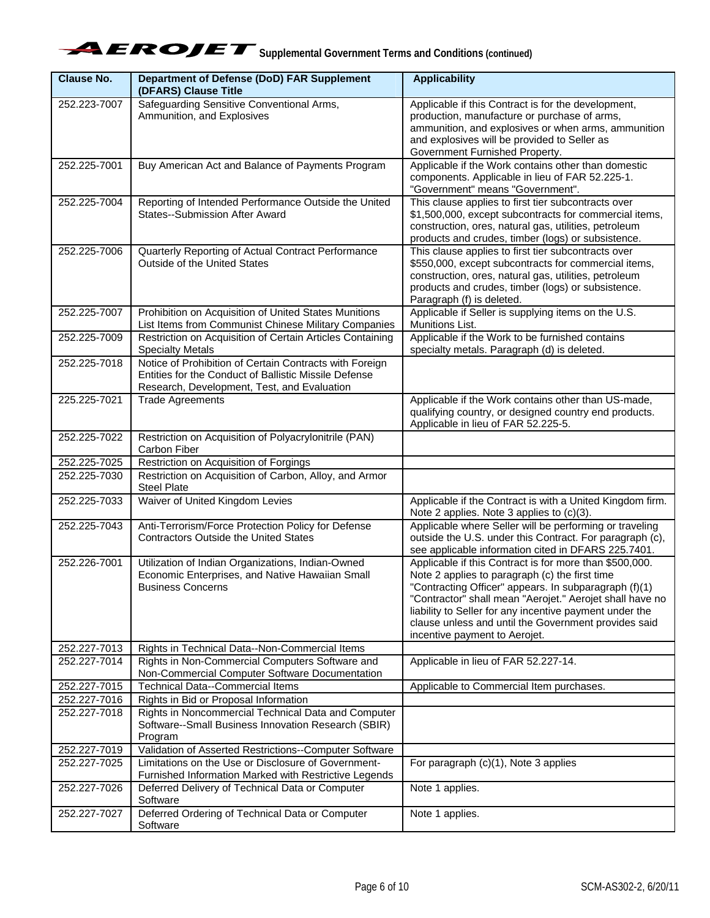| Clause No. | Department of Defense (DoD) FAR Supplement (DFARS) Clause Title | Applicability |
|---|---|---|
| 252.223-7007 | Safeguarding Sensitive Conventional Arms, Ammunition, and Explosives | Applicable if this Contract is for the development, production, manufacture or purchase of arms, ammunition, and explosives or when arms, ammunition and explosives will be provided to Seller as Government Furnished Property. |
| 252.225-7001 | Buy American Act and Balance of Payments Program | Applicable if the Work contains other than domestic components. Applicable in lieu of FAR 52.225-1. "Government" means "Government". |
| 252.225-7004 | Reporting of Intended Performance Outside the United States--Submission After Award | This clause applies to first tier subcontracts over $1,500,000, except subcontracts for commercial items, construction, ores, natural gas, utilities, petroleum products and crudes, timber (logs) or subsistence. |
| 252.225-7006 | Quarterly Reporting of Actual Contract Performance Outside of the United States | This clause applies to first tier subcontracts over $550,000, except subcontracts for commercial items, construction, ores, natural gas, utilities, petroleum products and crudes, timber (logs) or subsistence. Paragraph (f) is deleted. |
| 252.225-7007 | Prohibition on Acquisition of United States Munitions List Items from Communist Chinese Military Companies | Applicable if Seller is supplying items on the U.S. Munitions List. |
| 252.225-7009 | Restriction on Acquisition of Certain Articles Containing Specialty Metals | Applicable if the Work to be furnished contains specialty metals. Paragraph (d) is deleted. |
| 252.225-7018 | Notice of Prohibition of Certain Contracts with Foreign Entities for the Conduct of Ballistic Missile Defense Research, Development, Test, and Evaluation | |
| 225.225-7021 | Trade Agreements | Applicable if the Work contains other than US-made, qualifying country, or designed country end products. Applicable in lieu of FAR 52.225-5. |
| 252.225-7022 | Restriction on Acquisition of Polyacrylonitrile (PAN) Carbon Fiber | |
| 252.225-7025 | Restriction on Acquisition of Forgings | |
| 252.225-7030 | Restriction on Acquisition of Carbon, Alloy, and Armor Steel Plate | |
| 252.225-7033 | Waiver of United Kingdom Levies | Applicable if the Contract is with a United Kingdom firm. Note 2 applies. Note 3 applies to (c)(3). |
| 252.225-7043 | Anti-Terrorism/Force Protection Policy for Defense Contractors Outside the United States | Applicable where Seller will be performing or traveling outside the U.S. under this Contract. For paragraph (c), see applicable information cited in DFARS 225.7401. |
| 252.226-7001 | Utilization of Indian Organizations, Indian-Owned Economic Enterprises, and Native Hawaiian Small Business Concerns | Applicable if this Contract is for more than $500,000. Note 2 applies to paragraph (c) the first time "Contracting Officer" appears. In subparagraph (f)(1) "Contractor" shall mean "Aerojet." Aerojet shall have no liability to Seller for any incentive payment under the clause unless and until the Government provides said incentive payment to Aerojet. |
| 252.227-7013 | Rights in Technical Data--Non-Commercial Items | |
| 252.227-7014 | Rights in Non-Commercial Computers Software and Non-Commercial Computer Software Documentation | Applicable in lieu of FAR 52.227-14. |
| 252.227-7015 | Technical Data--Commercial Items | Applicable to Commercial Item purchases. |
| 252.227-7016 | Rights in Bid or Proposal Information | |
| 252.227-7018 | Rights in Noncommercial Technical Data and Computer Software--Small Business Innovation Research (SBIR) Program | |
| 252.227-7019 | Validation of Asserted Restrictions--Computer Software | |
| 252.227-7025 | Limitations on the Use or Disclosure of Government-Furnished Information Marked with Restrictive Legends | For paragraph (c)(1), Note 3 applies |
| 252.227-7026 | Deferred Delivery of Technical Data or Computer Software | Note 1 applies. |
| 252.227-7027 | Deferred Ordering of Technical Data or Computer Software | Note 1 applies. |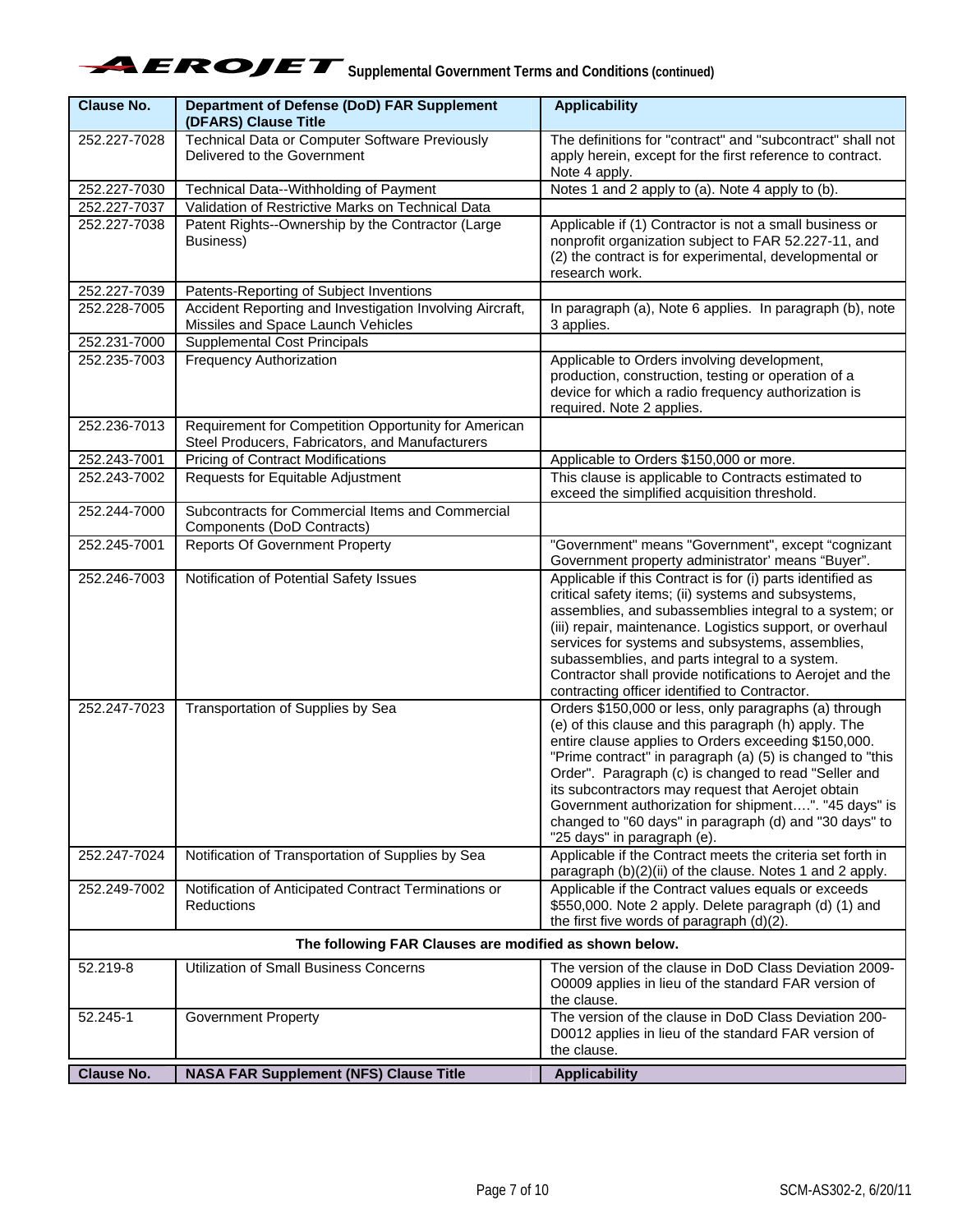| Clause No. | Department of Defense (DoD) FAR Supplement (DFARS) Clause Title | Applicability |
|---|---|---|
| 252.227-7028 | Technical Data or Computer Software Previously Delivered to the Government | The definitions for "contract" and "subcontract" shall not apply herein, except for the first reference to contract. Note 4 apply. |
| 252.227-7030 | Technical Data--Withholding of Payment | Notes 1 and 2 apply to (a). Note 4 apply to (b). |
| 252.227-7037 | Validation of Restrictive Marks on Technical Data | |
| 252.227-7038 | Patent Rights--Ownership by the Contractor (Large Business) | Applicable if (1) Contractor is not a small business or nonprofit organization subject to FAR 52.227-11, and (2) the contract is for experimental, developmental or research work. |
| 252.227-7039 | Patents-Reporting of Subject Inventions | |
| 252.228-7005 | Accident Reporting and Investigation Involving Aircraft, Missiles and Space Launch Vehicles | In paragraph (a), Note 6 applies. In paragraph (b), note 3 applies. |
| 252.231-7000 | Supplemental Cost Principals | |
| 252.235-7003 | Frequency Authorization | Applicable to Orders involving development, production, construction, testing or operation of a device for which a radio frequency authorization is required. Note 2 applies. |
| 252.236-7013 | Requirement for Competition Opportunity for American Steel Producers, Fabricators, and Manufacturers | |
| 252.243-7001 | Pricing of Contract Modifications | Applicable to Orders $150,000 or more. |
| 252.243-7002 | Requests for Equitable Adjustment | This clause is applicable to Contracts estimated to exceed the simplified acquisition threshold. |
| 252.244-7000 | Subcontracts for Commercial Items and Commercial Components (DoD Contracts) | |
| 252.245-7001 | Reports Of Government Property | "Government" means "Government", except "cognizant Government property administrator' means "Buyer". |
| 252.246-7003 | Notification of Potential Safety Issues | Applicable if this Contract is for (i) parts identified as critical safety items; (ii) systems and subsystems, assemblies, and subassemblies integral to a system; or (iii) repair, maintenance. Logistics support, or overhaul services for systems and subsystems, assemblies, subassemblies, and parts integral to a system. Contractor shall provide notifications to Aerojet and the contracting officer identified to Contractor. |
| 252.247-7023 | Transportation of Supplies by Sea | Orders $150,000 or less, only paragraphs (a) through (e) of this clause and this paragraph (h) apply. The entire clause applies to Orders exceeding $150,000. "Prime contract" in paragraph (a) (5) is changed to "this Order". Paragraph (c) is changed to read "Seller and its subcontractors may request that Aerojet obtain Government authorization for shipment….". "45 days" is changed to "60 days" in paragraph (d) and "30 days" to "25 days" in paragraph (e). |
| 252.247-7024 | Notification of Transportation of Supplies by Sea | Applicable if the Contract meets the criteria set forth in paragraph (b)(2)(ii) of the clause. Notes 1 and 2 apply. |
| 252.249-7002 | Notification of Anticipated Contract Terminations or Reductions | Applicable if the Contract values equals or exceeds $550,000. Note 2 apply. Delete paragraph (d) (1) and the first five words of paragraph (d)(2). |
| | **The following FAR Clauses are modified as shown below.** | |
| 52.219-8 | Utilization of Small Business Concerns | The version of the clause in DoD Class Deviation 2009-O0009 applies in lieu of the standard FAR version of the clause. |
| 52.245-1 | Government Property | The version of the clause in DoD Class Deviation 200-D0012 applies in lieu of the standard FAR version of the clause. |
| **Clause No.** | **NASA FAR Supplement (NFS) Clause Title** | **Applicability** |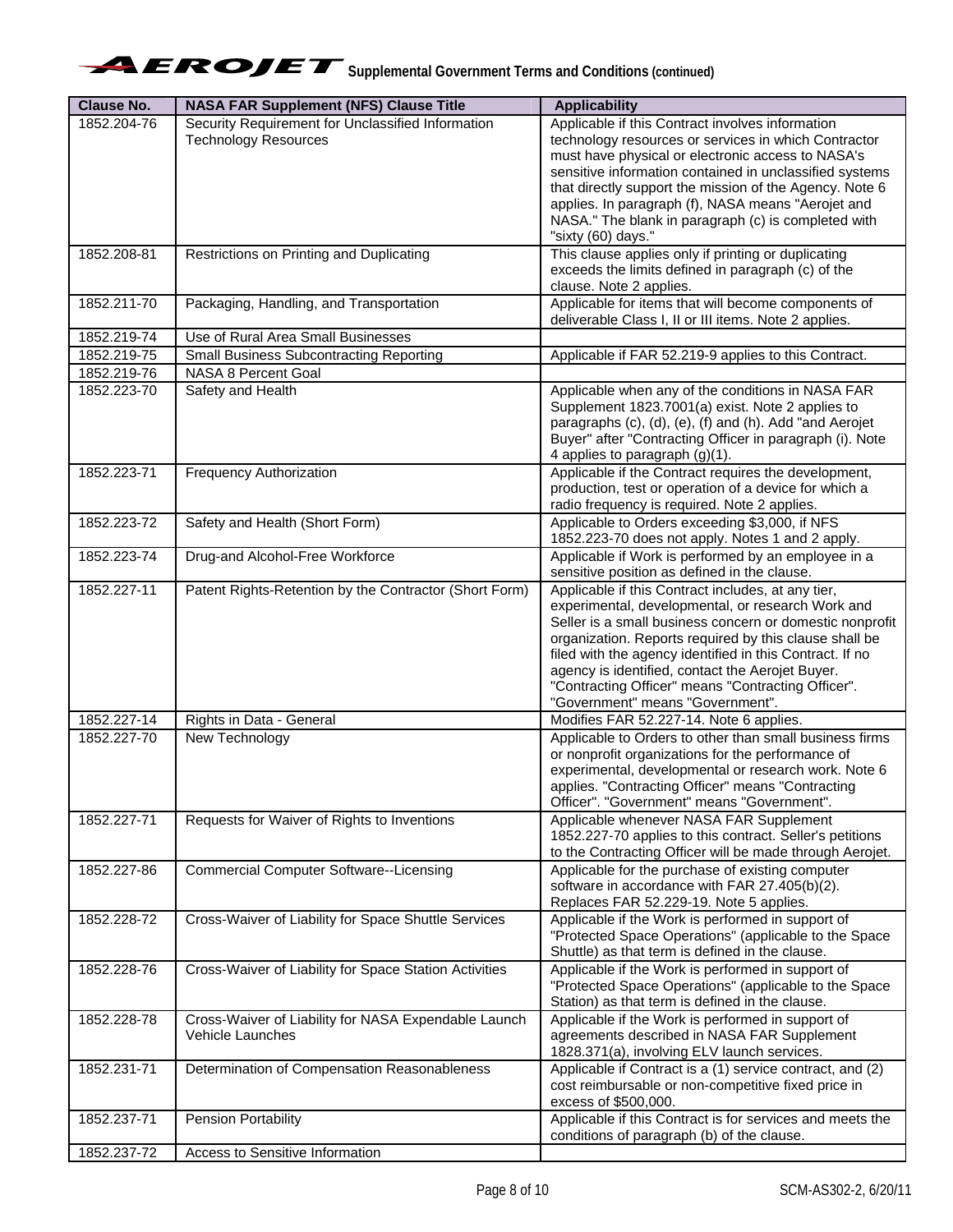# Supplemental Government Terms and Conditions (continued)

| Clause No. | NASA FAR Supplement (NFS) Clause Title | Applicability |
|---|---|---|
| 1852.204-76 | Security Requirement for Unclassified Information Technology Resources | Applicable if this Contract involves information technology resources or services in which Contractor must have physical or electronic access to NASA's sensitive information contained in unclassified systems that directly support the mission of the Agency. Note 6 applies. In paragraph (f), NASA means "Aerojet and NASA." The blank in paragraph (c) is completed with "sixty (60) days." |
| 1852.208-81 | Restrictions on Printing and Duplicating | This clause applies only if printing or duplicating exceeds the limits defined in paragraph (c) of the clause. Note 2 applies. |
| 1852.211-70 | Packaging, Handling, and Transportation | Applicable for items that will become components of deliverable Class I, II or III items. Note 2 applies. |
| 1852.219-74 | Use of Rural Area Small Businesses | |
| 1852.219-75 | Small Business Subcontracting Reporting | Applicable if FAR 52.219-9 applies to this Contract. |
| 1852.219-76 | NASA 8 Percent Goal | |
| 1852.223-70 | Safety and Health | Applicable when any of the conditions in NASA FAR Supplement 1823.7001(a) exist. Note 2 applies to paragraphs (c), (d), (e), (f) and (h). Add "and Aerojet Buyer" after "Contracting Officer in paragraph (i). Note 4 applies to paragraph (g)(1). |
| 1852.223-71 | Frequency Authorization | Applicable if the Contract requires the development, production, test or operation of a device for which a radio frequency is required. Note 2 applies. |
| 1852.223-72 | Safety and Health (Short Form) | Applicable to Orders exceeding $3,000, if NFS 1852.223-70 does not apply. Notes 1 and 2 apply. |
| 1852.223-74 | Drug-and Alcohol-Free Workforce | Applicable if Work is performed by an employee in a sensitive position as defined in the clause. |
| 1852.227-11 | Patent Rights-Retention by the Contractor (Short Form) | Applicable if this Contract includes, at any tier, experimental, developmental, or research Work and Seller is a small business concern or domestic nonprofit organization. Reports required by this clause shall be filed with the agency identified in this Contract. If no agency is identified, contact the Aerojet Buyer. "Contracting Officer" means "Contracting Officer". "Government" means "Government". |
| 1852.227-14 | Rights in Data - General | Modifies FAR 52.227-14. Note 6 applies. |
| 1852.227-70 | New Technology | Applicable to Orders to other than small business firms or nonprofit organizations for the performance of experimental, developmental or research work. Note 6 applies. "Contracting Officer" means "Contracting Officer". "Government" means "Government". |
| 1852.227-71 | Requests for Waiver of Rights to Inventions | Applicable whenever NASA FAR Supplement 1852.227-70 applies to this contract. Seller's petitions to the Contracting Officer will be made through Aerojet. |
| 1852.227-86 | Commercial Computer Software--Licensing | Applicable for the purchase of existing computer software in accordance with FAR 27.405(b)(2). Replaces FAR 52.229-19. Note 5 applies. |
| 1852.228-72 | Cross-Waiver of Liability for Space Shuttle Services | Applicable if the Work is performed in support of "Protected Space Operations" (applicable to the Space Shuttle) as that term is defined in the clause. |
| 1852.228-76 | Cross-Waiver of Liability for Space Station Activities | Applicable if the Work is performed in support of "Protected Space Operations" (applicable to the Space Station) as that term is defined in the clause. |
| 1852.228-78 | Cross-Waiver of Liability for NASA Expendable Launch Vehicle Launches | Applicable if the Work is performed in support of agreements described in NASA FAR Supplement 1828.371(a), involving ELV launch services. |
| 1852.231-71 | Determination of Compensation Reasonableness | Applicable if Contract is a (1) service contract, and (2) cost reimbursable or non-competitive fixed price in excess of $500,000. |
| 1852.237-71 | Pension Portability | Applicable if this Contract is for services and meets the conditions of paragraph (b) of the clause. |
| 1852.237-72 | Access to Sensitive Information | |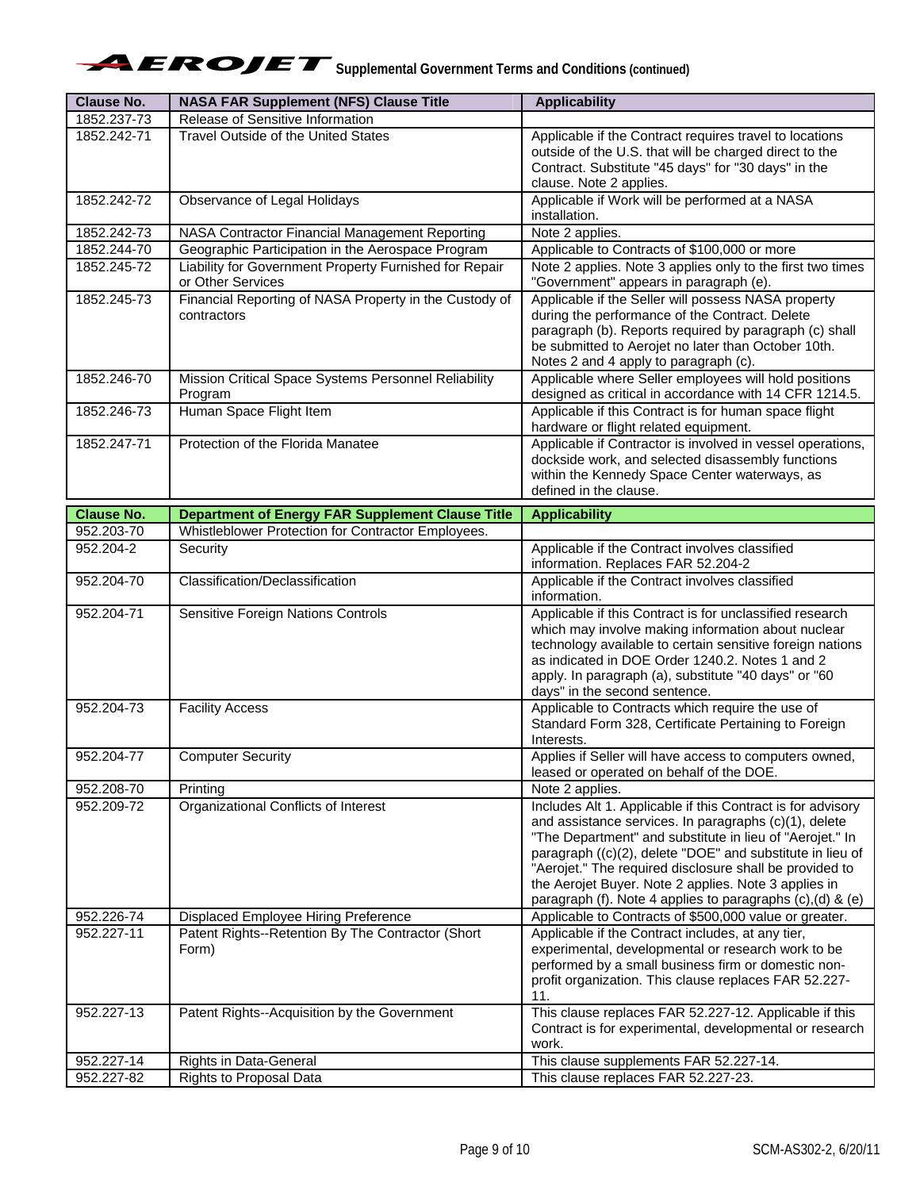| Clause No. | NASA FAR Supplement (NFS) Clause Title | Applicability |
|---|---|---|
| 1852.237-73 | Release of Sensitive Information | |
| 1852.242-71 | Travel Outside of the United States | Applicable if the Contract requires travel to locations outside of the U.S. that will be charged direct to the Contract. Substitute "45 days" for "30 days" in the clause. Note 2 applies. |
| 1852.242-72 | Observance of Legal Holidays | Applicable if Work will be performed at a NASA installation. |
| 1852.242-73 | NASA Contractor Financial Management Reporting | Note 2 applies. |
| 1852.244-70 | Geographic Participation in the Aerospace Program | Applicable to Contracts of $100,000 or more |
| 1852.245-72 | Liability for Government Property Furnished for Repair or Other Services | Note 2 applies. Note 3 applies only to the first two times "Government" appears in paragraph (e). |
| 1852.245-73 | Financial Reporting of NASA Property in the Custody of contractors | Applicable if the Seller will possess NASA property during the performance of the Contract. Delete paragraph (b). Reports required by paragraph (c) shall be submitted to Aerojet no later than October 10th. Notes 2 and 4 apply to paragraph (c). |
| 1852.246-70 | Mission Critical Space Systems Personnel Reliability Program | Applicable where Seller employees will hold positions designed as critical in accordance with 14 CFR 1214.5. |
| 1852.246-73 | Human Space Flight Item | Applicable if this Contract is for human space flight hardware or flight related equipment. |
| 1852.247-71 | Protection of the Florida Manatee | Applicable if Contractor is involved in vessel operations, dockside work, and selected disassembly functions within the Kennedy Space Center waterways, as defined in the clause. |

| Clause No. | Department of Energy FAR Supplement Clause Title | Applicability |
|---|---|---|
| 952.203-70 | Whistleblower Protection for Contractor Employees. | |
| 952.204-2 | Security | Applicable if the Contract involves classified information. Replaces FAR 52.204-2 |
| 952.204-70 | Classification/Declassification | Applicable if the Contract involves classified information. |
| 952.204-71 | Sensitive Foreign Nations Controls | Applicable if this Contract is for unclassified research which may involve making information about nuclear technology available to certain sensitive foreign nations as indicated in DOE Order 1240.2. Notes 1 and 2 apply. In paragraph (a), substitute "40 days" or "60 days" in the second sentence. |
| 952.204-73 | Facility Access | Applicable to Contracts which require the use of Standard Form 328, Certificate Pertaining to Foreign Interests. |
| 952.204-77 | Computer Security | Applies if Seller will have access to computers owned, leased or operated on behalf of the DOE. |
| 952.208-70 | Printing | Note 2 applies. |
| 952.209-72 | Organizational Conflicts of Interest | Includes Alt 1. Applicable if this Contract is for advisory and assistance services. In paragraphs (c)(1), delete "The Department" and substitute in lieu of "Aerojet." In paragraph ((c)(2), delete "DOE" and substitute in lieu of "Aerojet." The required disclosure shall be provided to the Aerojet Buyer. Note 2 applies. Note 3 applies in paragraph (f). Note 4 applies to paragraphs (c),(d) & (e) |
| 952.226-74 | Displaced Employee Hiring Preference | Applicable to Contracts of $500,000 value or greater. |
| 952.227-11 | Patent Rights--Retention By The Contractor (Short Form) | Applicable if the Contract includes, at any tier, experimental, developmental or research work to be performed by a small business firm or domestic non-profit organization. This clause replaces FAR 52.227-11. |
| 952.227-13 | Patent Rights--Acquisition by the Government | This clause replaces FAR 52.227-12. Applicable if this Contract is for experimental, developmental or research work. |
| 952.227-14 | Rights in Data-General | This clause supplements FAR 52.227-14. |
| 952.227-82 | Rights to Proposal Data | This clause replaces FAR 52.227-23. |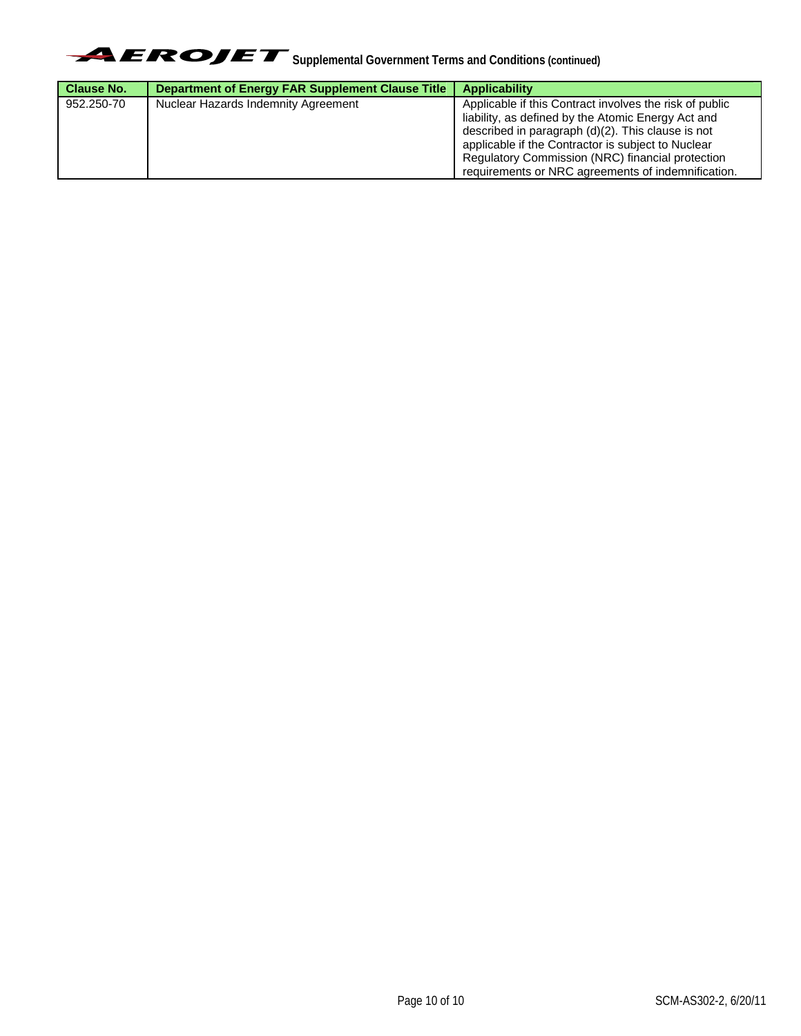| Clause No. | Department of Energy FAR Supplement Clause Title | Applicability |
|---|---|---|
| 952.250-70 | Nuclear Hazards Indemnity Agreement | Applicable if this Contract involves the risk of public liability, as defined by the Atomic Energy Act and described in paragraph (d)(2). This clause is not applicable if the Contractor is subject to Nuclear Regulatory Commission (NRC) financial protection requirements or NRC agreements of indemnification. |